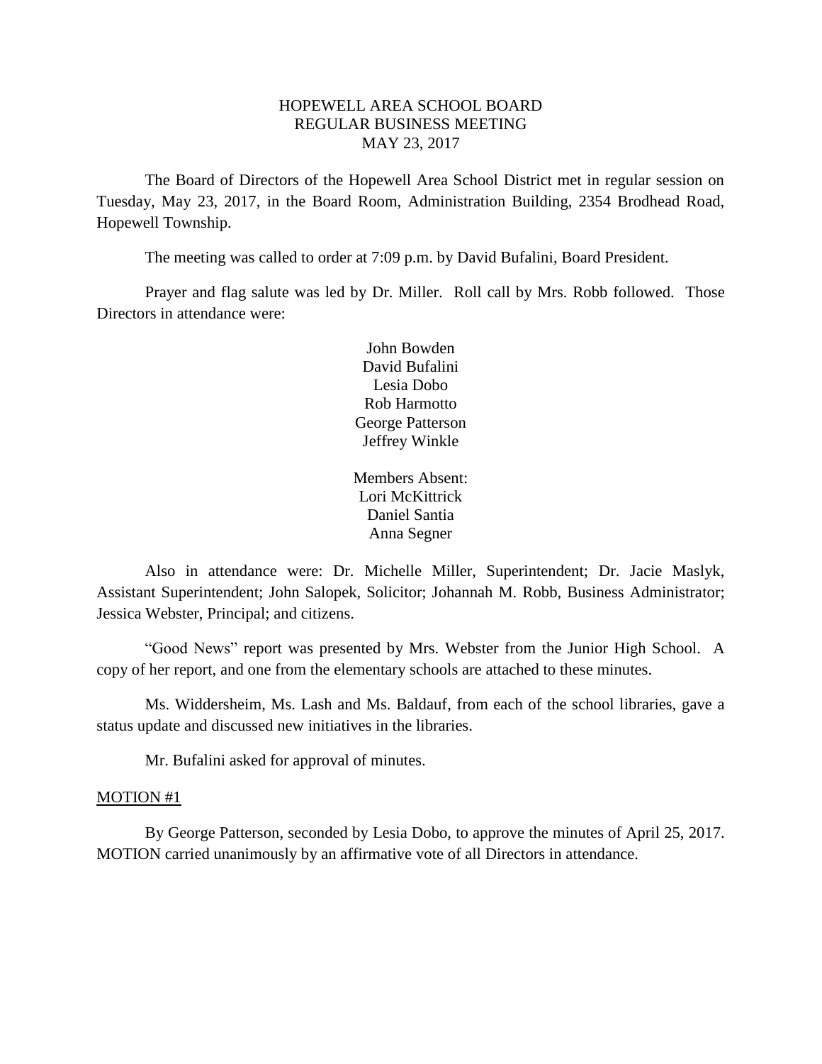# HOPEWELL AREA SCHOOL BOARD
## REGULAR BUSINESS MEETING
## MAY 23, 2017

The Board of Directors of the Hopewell Area School District met in regular session on Tuesday, May 23, 2017, in the Board Room, Administration Building, 2354 Brodhead Road, Hopewell Township.

The meeting was called to order at 7:09 p.m. by David Bufalini, Board President.

Prayer and flag salute was led by Dr. Miller. Roll call by Mrs. Robb followed. Those Directors in attendance were:

John Bowden
David Bufalini
Lesia Dobo
Rob Harmotto
George Patterson
Jeffrey Winkle

Members Absent:
Lori McKittrick
Daniel Santia
Anna Segner

Also in attendance were: Dr. Michelle Miller, Superintendent; Dr. Jacie Maslyk, Assistant Superintendent; John Salopek, Solicitor; Johannah M. Robb, Business Administrator; Jessica Webster, Principal; and citizens.

"Good News" report was presented by Mrs. Webster from the Junior High School. A copy of her report, and one from the elementary schools are attached to these minutes.

Ms. Widdersheim, Ms. Lash and Ms. Baldauf, from each of the school libraries, gave a status update and discussed new initiatives in the libraries.

Mr. Bufalini asked for approval of minutes.

MOTION #1

By George Patterson, seconded by Lesia Dobo, to approve the minutes of April 25, 2017. MOTION carried unanimously by an affirmative vote of all Directors in attendance.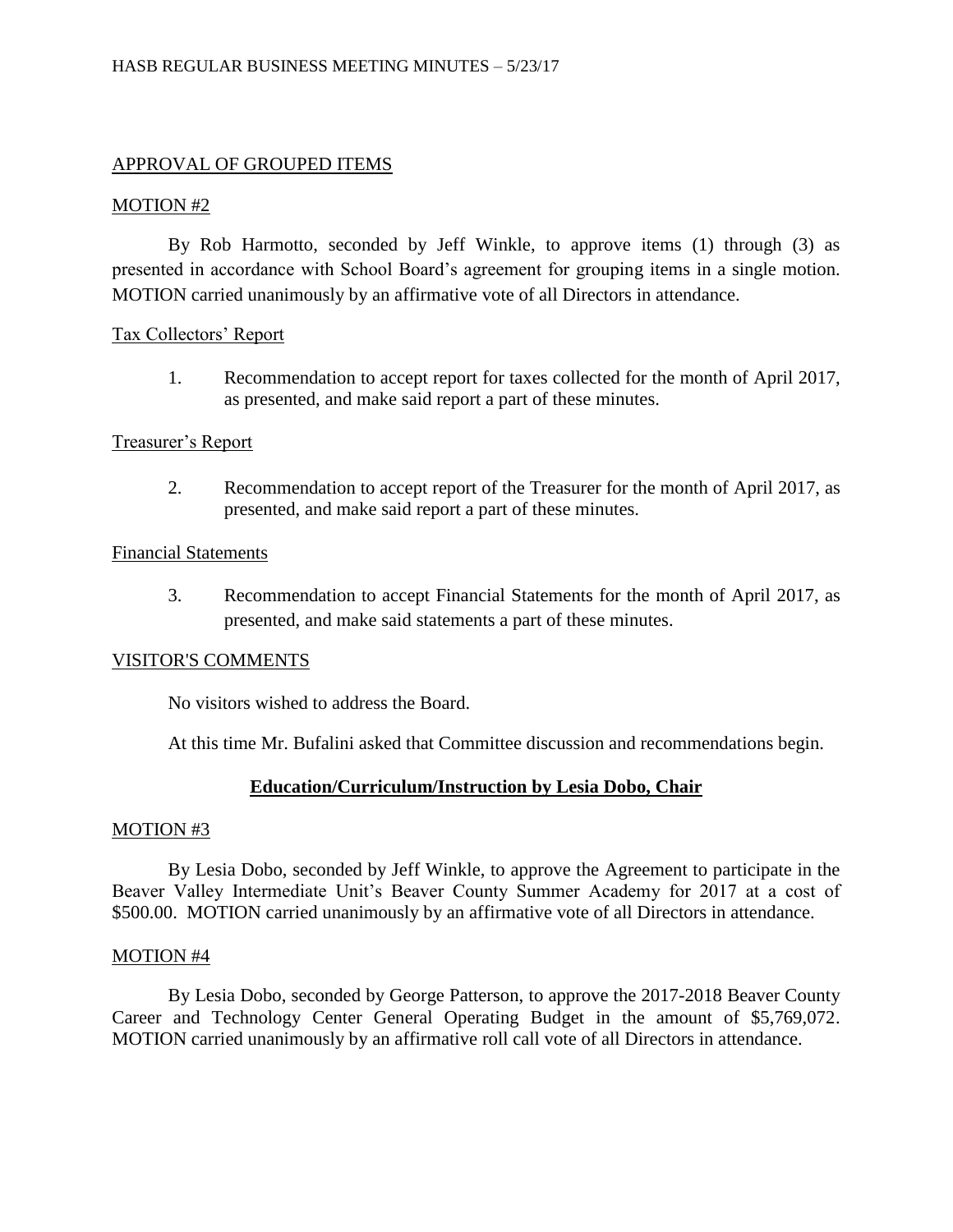## APPROVAL OF GROUPED ITEMS

### MOTION #2

By Rob Harmotto, seconded by Jeff Winkle, to approve items (1) through (3) as presented in accordance with School Board's agreement for grouping items in a single motion. MOTION carried unanimously by an affirmative vote of all Directors in attendance.

#### Tax Collectors' Report

1. Recommendation to accept report for taxes collected for the month of April 2017, as presented, and make said report a part of these minutes.

#### Treasurer's Report

2. Recommendation to accept report of the Treasurer for the month of April 2017, as presented, and make said report a part of these minutes.

#### Financial Statements

3. Recommendation to accept Financial Statements for the month of April 2017, as presented, and make said statements a part of these minutes.

## VISITOR'S COMMENTS

No visitors wished to address the Board.

At this time Mr. Bufalini asked that Committee discussion and recommendations begin.

## Education/Curriculum/Instruction by Lesia Dobo, Chair

### MOTION #3

By Lesia Dobo, seconded by Jeff Winkle, to approve the Agreement to participate in the Beaver Valley Intermediate Unit's Beaver County Summer Academy for 2017 at a cost of $500.00. MOTION carried unanimously by an affirmative vote of all Directors in attendance.

### MOTION #4

By Lesia Dobo, seconded by George Patterson, to approve the 2017-2018 Beaver County Career and Technology Center General Operating Budget in the amount of $5,769,072. MOTION carried unanimously by an affirmative roll call vote of all Directors in attendance.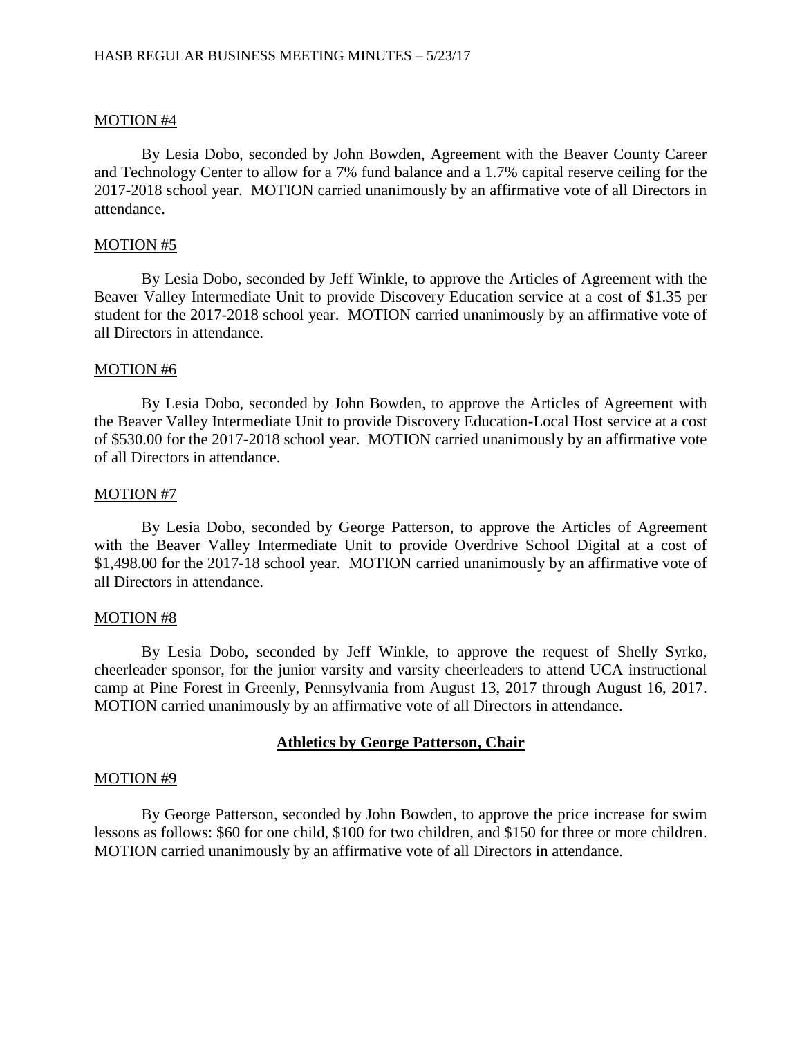MOTION #4

By Lesia Dobo, seconded by John Bowden, Agreement with the Beaver County Career and Technology Center to allow for a 7% fund balance and a 1.7% capital reserve ceiling for the 2017-2018 school year. MOTION carried unanimously by an affirmative vote of all Directors in attendance.

MOTION #5

By Lesia Dobo, seconded by Jeff Winkle, to approve the Articles of Agreement with the Beaver Valley Intermediate Unit to provide Discovery Education service at a cost of $1.35 per student for the 2017-2018 school year. MOTION carried unanimously by an affirmative vote of all Directors in attendance.

MOTION #6

By Lesia Dobo, seconded by John Bowden, to approve the Articles of Agreement with the Beaver Valley Intermediate Unit to provide Discovery Education-Local Host service at a cost of $530.00 for the 2017-2018 school year. MOTION carried unanimously by an affirmative vote of all Directors in attendance.

MOTION #7

By Lesia Dobo, seconded by George Patterson, to approve the Articles of Agreement with the Beaver Valley Intermediate Unit to provide Overdrive School Digital at a cost of $1,498.00 for the 2017-18 school year. MOTION carried unanimously by an affirmative vote of all Directors in attendance.

MOTION #8

By Lesia Dobo, seconded by Jeff Winkle, to approve the request of Shelly Syrko, cheerleader sponsor, for the junior varsity and varsity cheerleaders to attend UCA instructional camp at Pine Forest in Greenly, Pennsylvania from August 13, 2017 through August 16, 2017. MOTION carried unanimously by an affirmative vote of all Directors in attendance.

## Athletics by George Patterson, Chair

MOTION #9

By George Patterson, seconded by John Bowden, to approve the price increase for swim lessons as follows: $60 for one child, $100 for two children, and $150 for three or more children. MOTION carried unanimously by an affirmative vote of all Directors in attendance.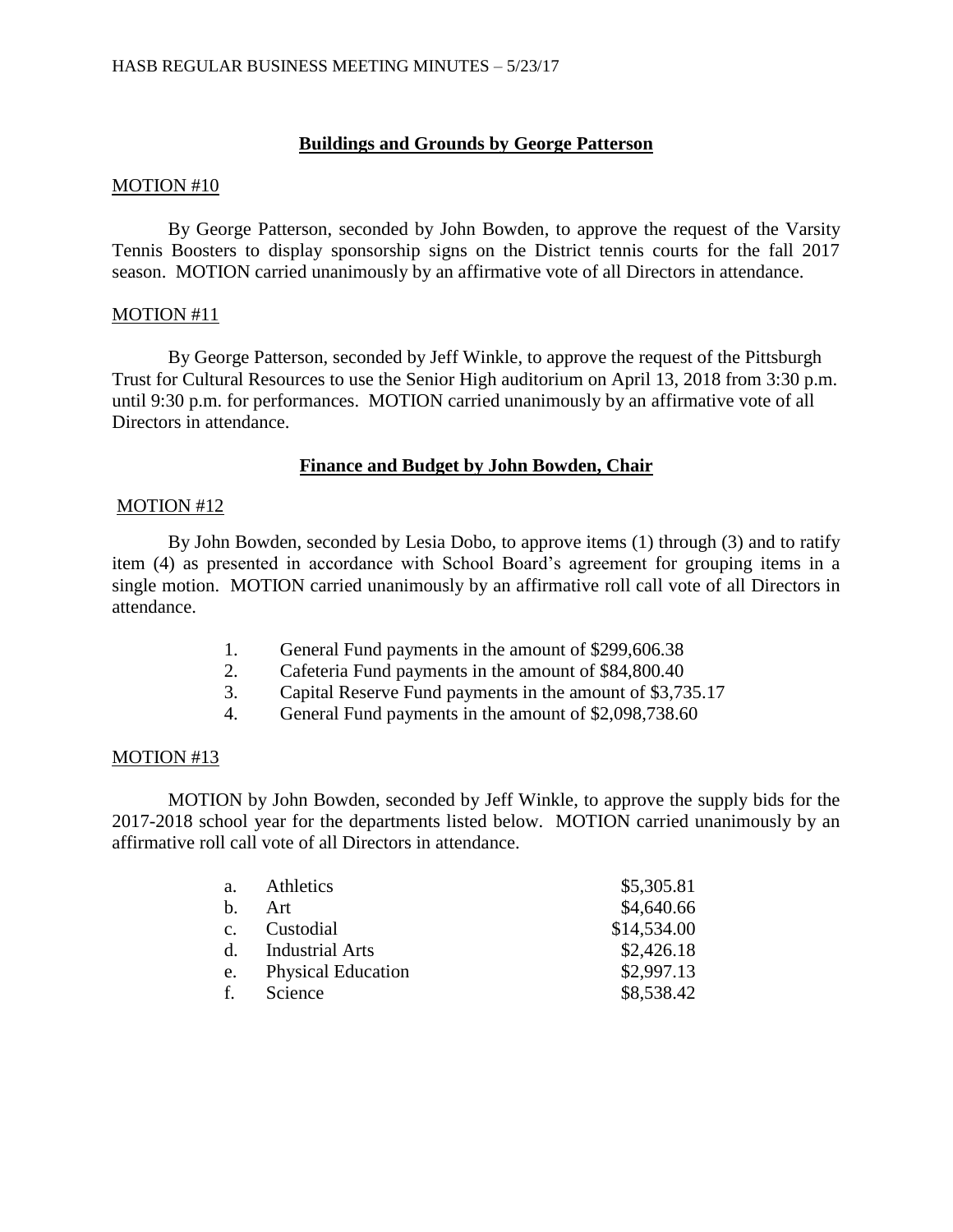## Buildings and Grounds by George Patterson

MOTION #10

By George Patterson, seconded by John Bowden, to approve the request of the Varsity Tennis Boosters to display sponsorship signs on the District tennis courts for the fall 2017 season. MOTION carried unanimously by an affirmative vote of all Directors in attendance.

MOTION #11

By George Patterson, seconded by Jeff Winkle, to approve the request of the Pittsburgh Trust for Cultural Resources to use the Senior High auditorium on April 13, 2018 from 3:30 p.m. until 9:30 p.m. for performances. MOTION carried unanimously by an affirmative vote of all Directors in attendance.

## Finance and Budget by John Bowden, Chair

MOTION #12

By John Bowden, seconded by Lesia Dobo, to approve items (1) through (3) and to ratify item (4) as presented in accordance with School Board's agreement for grouping items in a single motion. MOTION carried unanimously by an affirmative roll call vote of all Directors in attendance.

1. General Fund payments in the amount of $299,606.38
2. Cafeteria Fund payments in the amount of $84,800.40
3. Capital Reserve Fund payments in the amount of $3,735.17
4. General Fund payments in the amount of $2,098,738.60

MOTION #13

MOTION by John Bowden, seconded by Jeff Winkle, to approve the supply bids for the 2017-2018 school year for the departments listed below. MOTION carried unanimously by an affirmative roll call vote of all Directors in attendance.

| | | |
|---|---|---|
| a. | Athletics | $5,305.81 |
| b. | Art | $4,640.66 |
| c. | Custodial | $14,534.00 |
| d. | Industrial Arts | $2,426.18 |
| e. | Physical Education | $2,997.13 |
| f. | Science | $8,538.42 |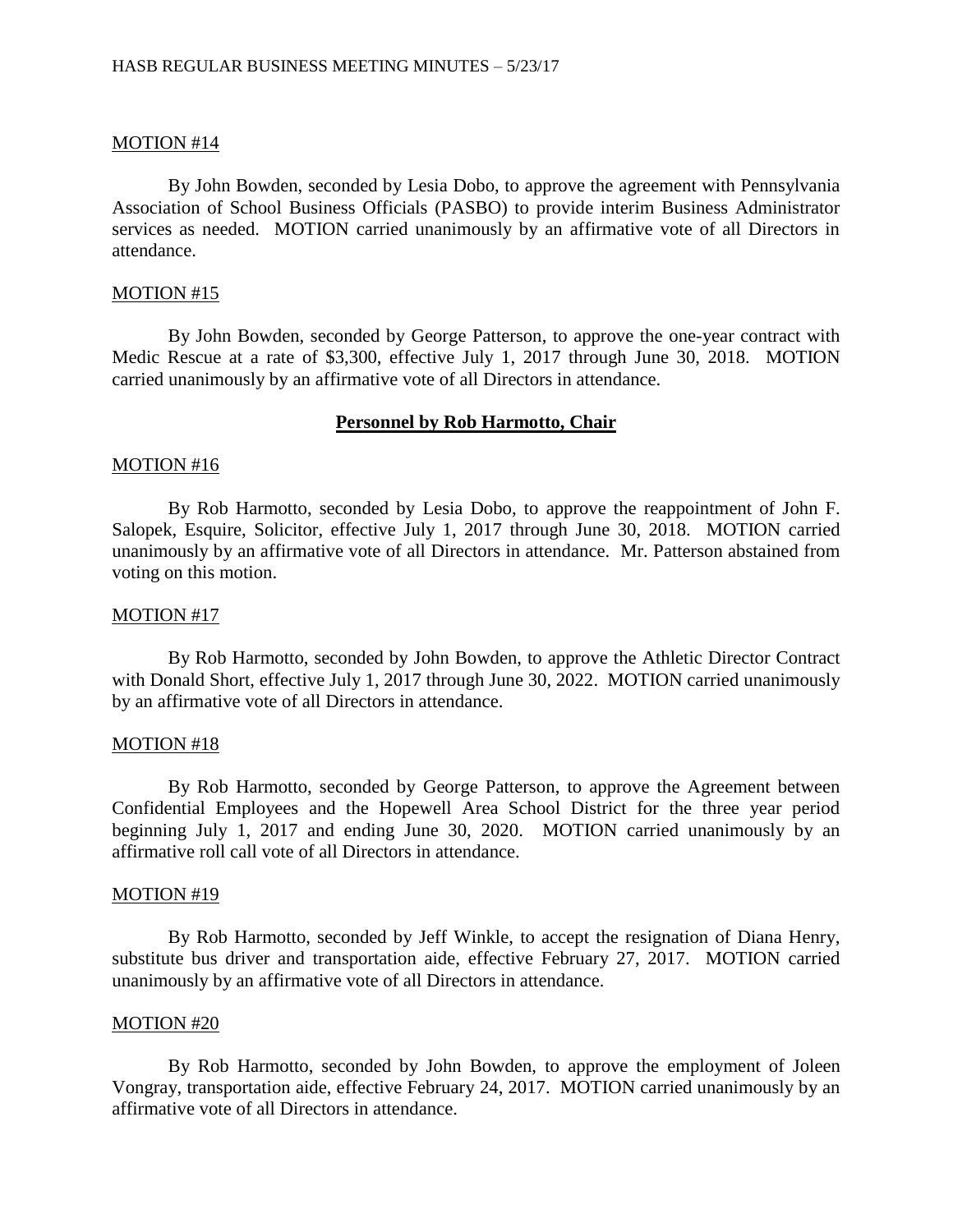MOTION #14

By John Bowden, seconded by Lesia Dobo, to approve the agreement with Pennsylvania Association of School Business Officials (PASBO) to provide interim Business Administrator services as needed. MOTION carried unanimously by an affirmative vote of all Directors in attendance.

MOTION #15

By John Bowden, seconded by George Patterson, to approve the one-year contract with Medic Rescue at a rate of $3,300, effective July 1, 2017 through June 30, 2018. MOTION carried unanimously by an affirmative vote of all Directors in attendance.

## **Personnel by Rob Harmotto, Chair**

MOTION #16

By Rob Harmotto, seconded by Lesia Dobo, to approve the reappointment of John F. Salopek, Esquire, Solicitor, effective July 1, 2017 through June 30, 2018. MOTION carried unanimously by an affirmative vote of all Directors in attendance. Mr. Patterson abstained from voting on this motion.

MOTION #17

By Rob Harmotto, seconded by John Bowden, to approve the Athletic Director Contract with Donald Short, effective July 1, 2017 through June 30, 2022. MOTION carried unanimously by an affirmative vote of all Directors in attendance.

MOTION #18

By Rob Harmotto, seconded by George Patterson, to approve the Agreement between Confidential Employees and the Hopewell Area School District for the three year period beginning July 1, 2017 and ending June 30, 2020. MOTION carried unanimously by an affirmative roll call vote of all Directors in attendance.

MOTION #19

By Rob Harmotto, seconded by Jeff Winkle, to accept the resignation of Diana Henry, substitute bus driver and transportation aide, effective February 27, 2017. MOTION carried unanimously by an affirmative vote of all Directors in attendance.

MOTION #20

By Rob Harmotto, seconded by John Bowden, to approve the employment of Joleen Vongray, transportation aide, effective February 24, 2017. MOTION carried unanimously by an affirmative vote of all Directors in attendance.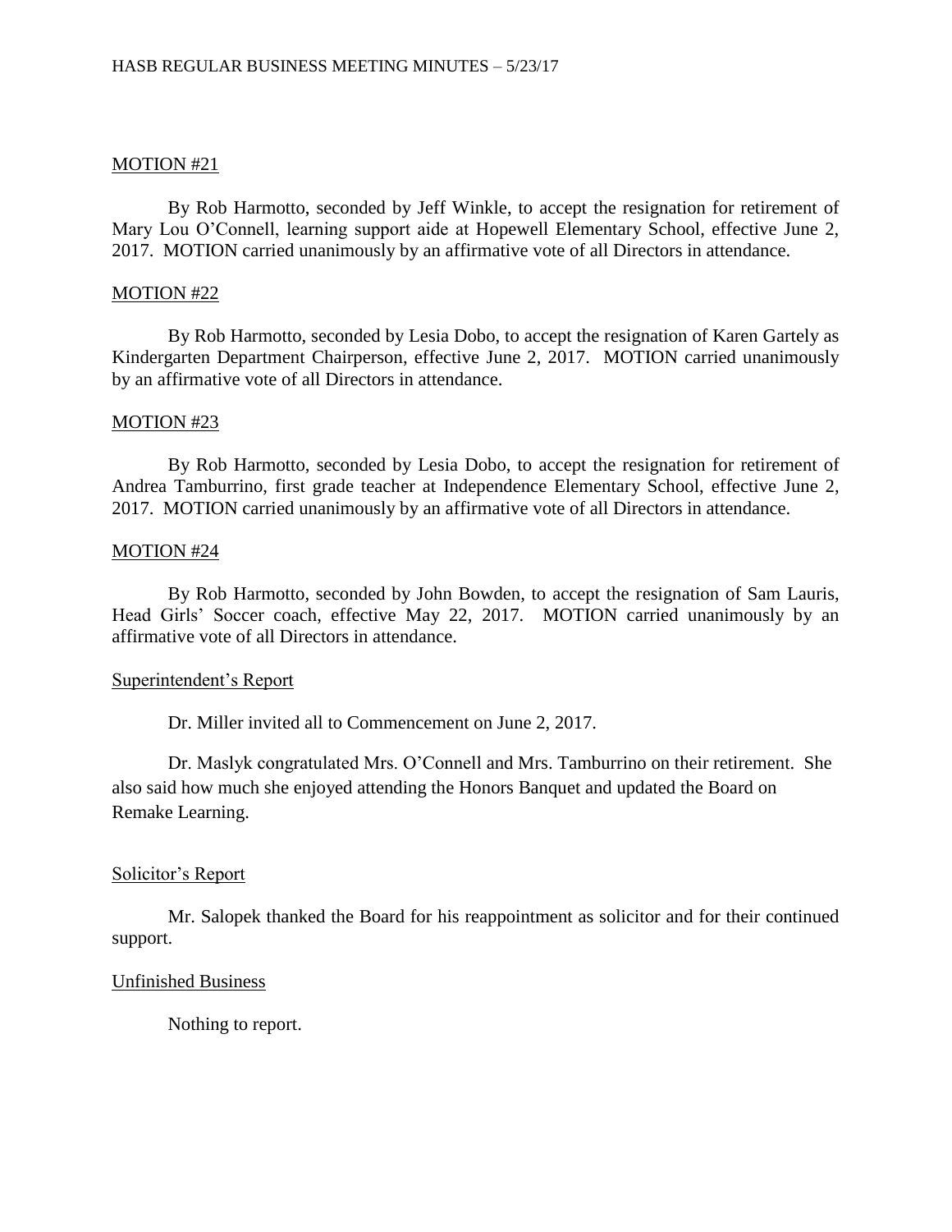MOTION #21

By Rob Harmotto, seconded by Jeff Winkle, to accept the resignation for retirement of Mary Lou O'Connell, learning support aide at Hopewell Elementary School, effective June 2, 2017. MOTION carried unanimously by an affirmative vote of all Directors in attendance.

MOTION #22

By Rob Harmotto, seconded by Lesia Dobo, to accept the resignation of Karen Gartely as Kindergarten Department Chairperson, effective June 2, 2017. MOTION carried unanimously by an affirmative vote of all Directors in attendance.

MOTION #23

By Rob Harmotto, seconded by Lesia Dobo, to accept the resignation for retirement of Andrea Tamburrino, first grade teacher at Independence Elementary School, effective June 2, 2017. MOTION carried unanimously by an affirmative vote of all Directors in attendance.

MOTION #24

By Rob Harmotto, seconded by John Bowden, to accept the resignation of Sam Lauris, Head Girls' Soccer coach, effective May 22, 2017. MOTION carried unanimously by an affirmative vote of all Directors in attendance.

Superintendent's Report

Dr. Miller invited all to Commencement on June 2, 2017.

Dr. Maslyk congratulated Mrs. O'Connell and Mrs. Tamburrino on their retirement. She also said how much she enjoyed attending the Honors Banquet and updated the Board on Remake Learning.

Solicitor's Report

Mr. Salopek thanked the Board for his reappointment as solicitor and for their continued support.

Unfinished Business

Nothing to report.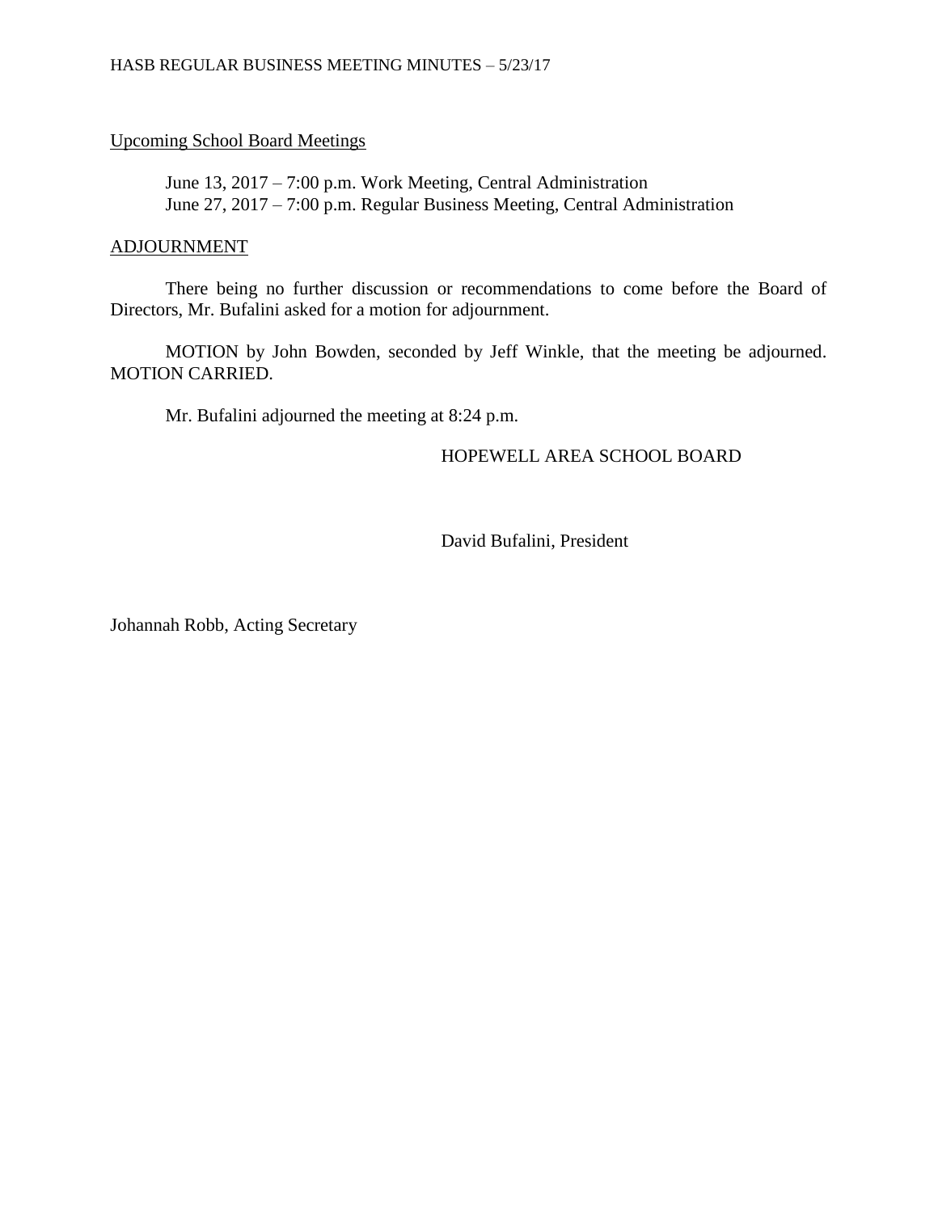<u>Upcoming School Board Meetings</u>

June 13, 2017 – 7:00 p.m. Work Meeting, Central Administration
June 27, 2017 – 7:00 p.m. Regular Business Meeting, Central Administration

<u>ADJOURNMENT</u>

There being no further discussion or recommendations to come before the Board of Directors, Mr. Bufalini asked for a motion for adjournment.

MOTION by John Bowden, seconded by Jeff Winkle, that the meeting be adjourned. MOTION CARRIED.

Mr. Bufalini adjourned the meeting at 8:24 p.m.

HOPEWELL AREA SCHOOL BOARD

David Bufalini, President

Johannah Robb, Acting Secretary